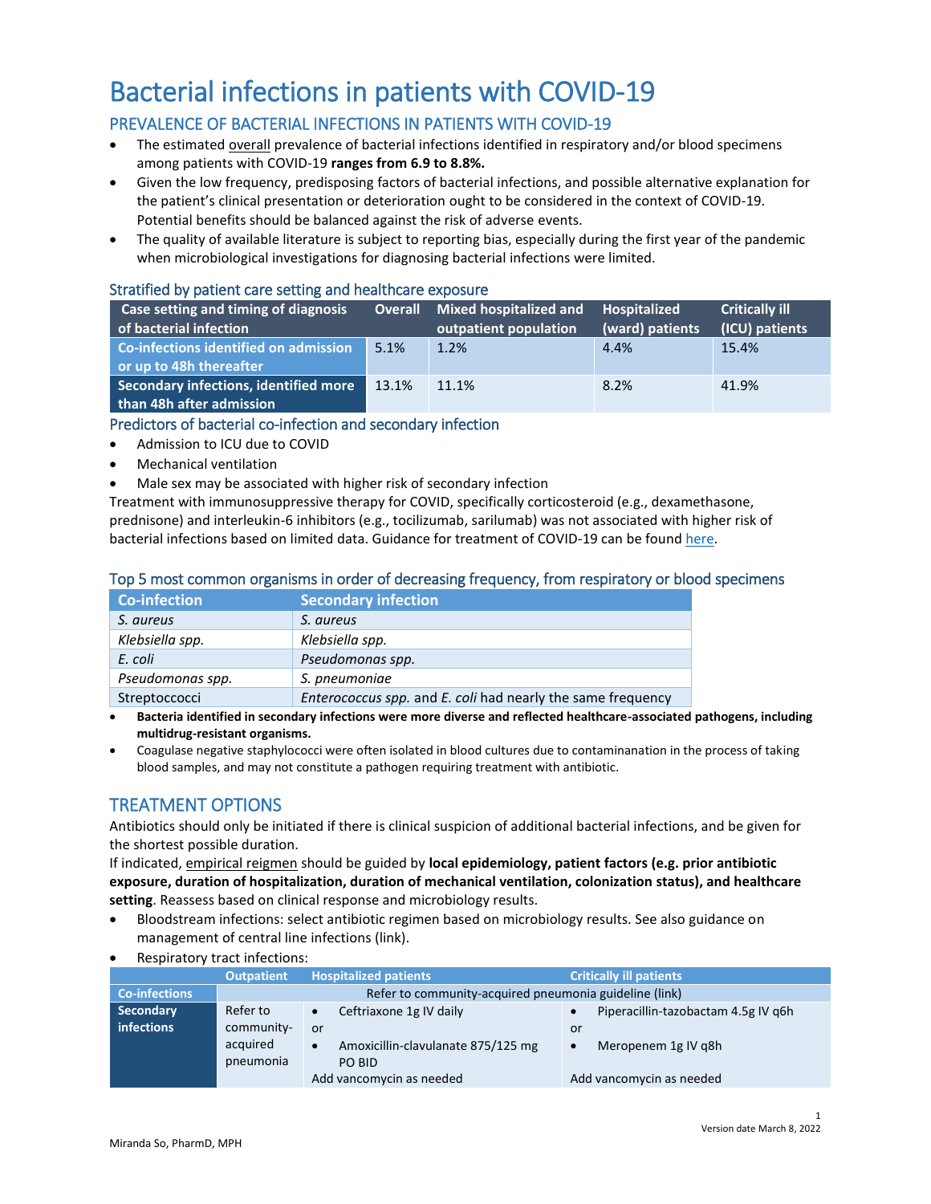# Bacterial infections in patients with COVID-19

## PREVALENCE OF BACTERIAL INFECTIONS IN PATIENTS WITH COVID-19

- The estimated overall prevalence of bacterial infections identified in respiratory and/or blood specimens among patients with COVID-19 **ranges from 6.9 to 8.8%.**
- Given the low frequency, predisposing factors of bacterial infections, and possible alternative explanation for the patient's clinical presentation or deterioration ought to be considered in the context of COVID-19. Potential benefits should be balanced against the risk of adverse events.
- The quality of available literature is subject to reporting bias, especially during the first year of the pandemic when microbiological investigations for diagnosing bacterial infections were limited.

### Stratified by patient care setting and healthcare exposure

| Case setting and timing of diagnosis of bacterial infection | Overall | Mixed hospitalized and outpatient population | Hospitalized (ward) patients | Critically ill (ICU) patients |
|---|---|---|---|---|
| **Co-infections identified on admission or up to 48h thereafter** | 5.1% | 1.2% | 4.4% | 15.4% |
| **Secondary infections, identified more than 48h after admission** | 13.1% | 11.1% | 8.2% | 41.9% |

### Predictors of bacterial co-infection and secondary infection

- Admission to ICU due to COVID
- Mechanical ventilation
- Male sex may be associated with higher risk of secondary infection

Treatment with immunosuppressive therapy for COVID, specifically corticosteroid (e.g., dexamethasone, prednisone) and interleukin-6 inhibitors (e.g., tocilizumab, sarilumab) was not associated with higher risk of bacterial infections based on limited data. Guidance for treatment of COVID-19 can be found here.

### Top 5 most common organisms in order of decreasing frequency, from respiratory or blood specimens

| Co-infection | Secondary infection |
|---|---|
| *S. aureus* | *S. aureus* |
| *Klebsiella spp.* | *Klebsiella spp.* |
| *E. coli* | *Pseudomonas spp.* |
| *Pseudomonas spp.* | *S. pneumoniae* |
| Streptoccocci | *Enterococcus spp.* and *E. coli* had nearly the same frequency |

- **Bacteria identified in secondary infections were more diverse and reflected healthcare-associated pathogens, including multidrug-resistant organisms.**
- Coagulase negative staphylococci were often isolated in blood cultures due to contaminanation in the process of taking blood samples, and may not constitute a pathogen requiring treatment with antibiotic.

## TREATMENT OPTIONS

Antibiotics should only be initiated if there is clinical suspicion of additional bacterial infections, and be given for the shortest possible duration.

If indicated, empirical reigmen should be guided by **local epidemiology, patient factors (e.g. prior antibiotic exposure, duration of hospitalization, duration of mechanical ventilation, colonization status), and healthcare setting**. Reassess based on clinical response and microbiology results.

- Bloodstream infections: select antibiotic regimen based on microbiology results. See also guidance on management of central line infections (link).
- Respiratory tract infections:

| | Outpatient | Hospitalized patients | Critically ill patients |
|---|---|---|---|
| **Co-infections** | Refer to community-acquired pneumonia guideline (link) | | |
| **Secondary infections** | Refer to community-acquired pneumonia | • Ceftriaxone 1g IV daily<br>or<br>• Amoxicillin-clavulanate 875/125 mg PO BID<br>Add vancomycin as needed | • Piperacillin-tazobactam 4.5g IV q6h<br>or<br>• Meropenem 1g IV q8h<br><br>Add vancomycin as needed |

Version date March 8, 2022

Miranda So, PharmD, MPH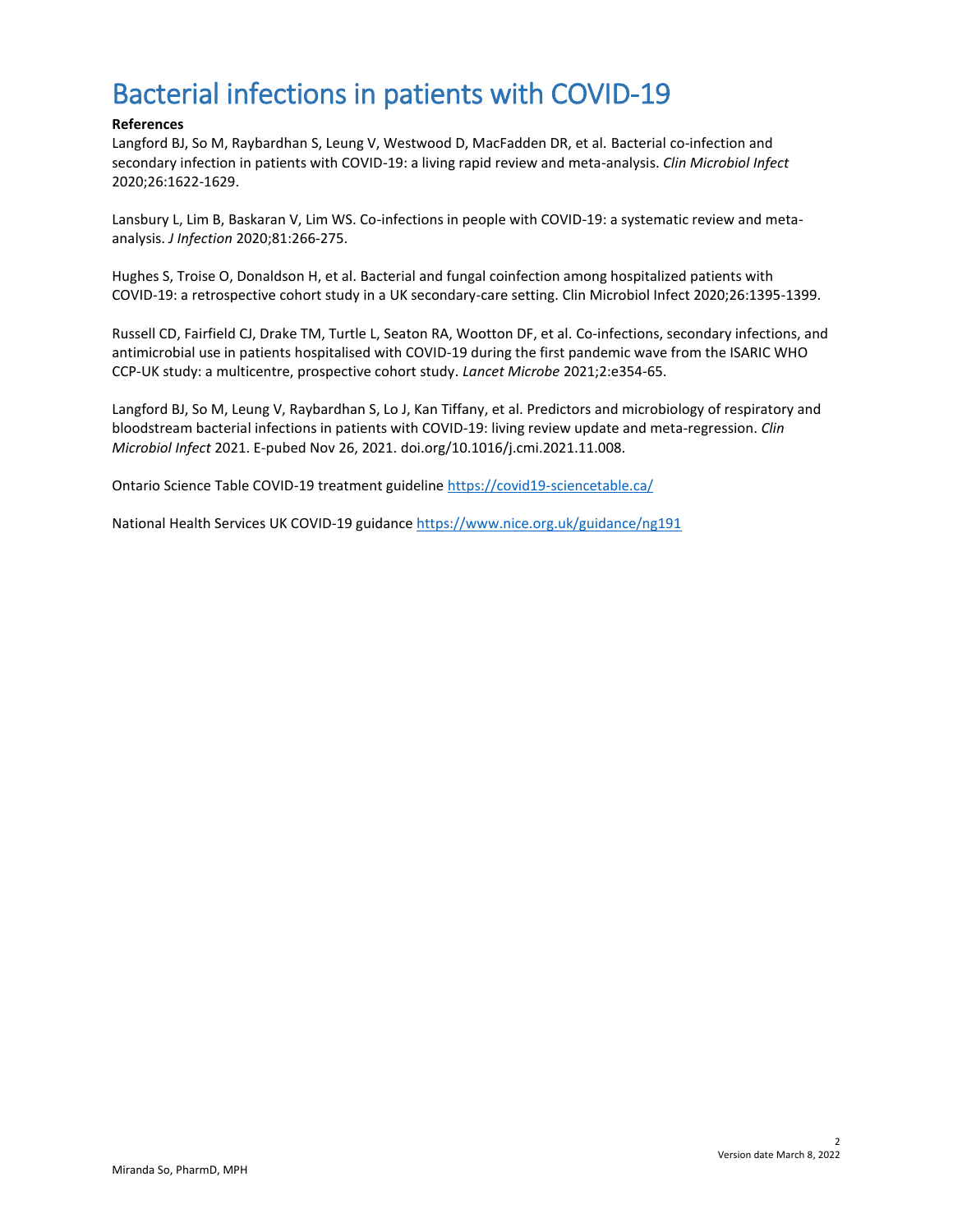# Bacterial infections in patients with COVID-19

**References**

Langford BJ, So M, Raybardhan S, Leung V, Westwood D, MacFadden DR, et al. Bacterial co-infection and secondary infection in patients with COVID-19: a living rapid review and meta-analysis. *Clin Microbiol Infect* 2020;26:1622-1629.

Lansbury L, Lim B, Baskaran V, Lim WS. Co-infections in people with COVID-19: a systematic review and meta-analysis. *J Infection* 2020;81:266-275.

Hughes S, Troise O, Donaldson H, et al. Bacterial and fungal coinfection among hospitalized patients with COVID-19: a retrospective cohort study in a UK secondary-care setting. Clin Microbiol Infect 2020;26:1395-1399.

Russell CD, Fairfield CJ, Drake TM, Turtle L, Seaton RA, Wootton DF, et al. Co-infections, secondary infections, and antimicrobial use in patients hospitalised with COVID-19 during the first pandemic wave from the ISARIC WHO CCP-UK study: a multicentre, prospective cohort study. *Lancet Microbe* 2021;2:e354-65.

Langford BJ, So M, Leung V, Raybardhan S, Lo J, Kan Tiffany, et al. Predictors and microbiology of respiratory and bloodstream bacterial infections in patients with COVID-19: living review update and meta-regression. *Clin Microbiol Infect* 2021. E-pubed Nov 26, 2021. doi.org/10.1016/j.cmi.2021.11.008.

Ontario Science Table COVID-19 treatment guideline https://covid19-sciencetable.ca/

National Health Services UK COVID-19 guidance https://www.nice.org.uk/guidance/ng191

Version date March 8, 2022

Miranda So, PharmD, MPH